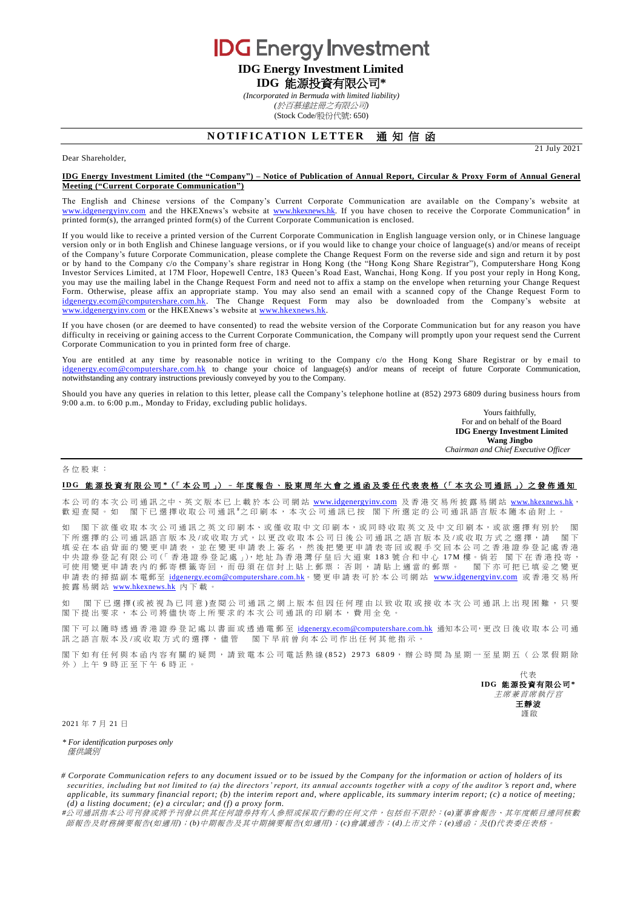# IDG Energy Investment

**IDG Energy Investment Limited**

**IDG 能源投資有限公司\***

*(Incorporated in Bermuda with limited liability)*

*(於百慕達註冊之有限公司)*

(Stock Code/股份代號: 650)

## NOTIFICATION LETTER 通知信函

21 July 2021

Dear Shareholder,

**IDG Energy Investment Limited (the "Company") – Notice of Publication of Annual Report, Circular & Proxy Form of Annual General Meeting ("Current Corporate Communication")**

The English and Chinese versions of the Company's Current Corporate Communication are available on the Company's website at www.idgenergyinv.com and the HKEXnews's website at www.hkexnews.hk. If you have chosen to receive the Corporate Communication# in printed form(s), the arranged printed form(s) of the Current Corporate Communication is enclosed.

If you would like to receive a printed version of the Current Corporate Communication in English language version only, or in Chinese language version only or in both English and Chinese language versions, or if you would like to change your choice of language(s) and/or means of receipt of the Company's future Corporate Communication, please complete the Change Request Form on the reverse side and sign and return it by post or by hand to the Company c/o the Company's share registrar in Hong Kong (the "Hong Kong Share Registrar"), Computershare Hong Kong Investor Services Limited, at 17M Floor, Hopewell Centre, 183 Queen's Road East, Wanchai, Hong Kong. If you post your reply in Hong Kong, you may use the mailing label in the Change Request Form and need not to affix a stamp on the envelope when returning your Change Request Form. Otherwise, please affix an appropriate stamp. You may also send an email with a scanned copy of the Change Request Form to idgenergy.ecom@computershare.com.hk. The Change Request Form may also be downloaded from the Company's website at www.idgenergyinv.com or the HKEXnews's website at www.hkexnews.hk.

If you have chosen (or are deemed to have consented) to read the website version of the Corporate Communication but for any reason you have difficulty in receiving or gaining access to the Current Corporate Communication, the Company will promptly upon your request send the Current Corporate Communication to you in printed form free of charge.

You are entitled at any time by reasonable notice in writing to the Company c/o the Hong Kong Share Registrar or by email to idgenergy.ecom@computershare.com.hk to change your choice of language(s) and/or means of receipt of future Corporate Communication, notwithstanding any contrary instructions previously conveyed by you to the Company.

Should you have any queries in relation to this letter, please call the Company's telephone hotline at (852) 2973 6809 during business hours from 9:00 a.m. to 6:00 p.m., Monday to Friday, excluding public holidays.

Yours faithfully,
For and on behalf of the Board
**IDG Energy Investment Limited**
**Wang Jingbo**
*Chairman and Chief Executive Officer*

---

各位股東：

**IDG 能源投資有限公司\*（「本公司」）－年度報告、股東周年大會之通函及委任代表表格（「本次公司通訊」）之發佈通知**

本公司的本次公司通訊之中、英文版本已上載於本公司網站 www.idgenergyinv.com 及香港交易所披露易網站 www.hkexnews.hk，歡迎查閱。如 閣下已選擇收取公司通訊#之印刷本，本次公司通訊已按 閣下所選定的公司通訊語言版本隨本函附上。

如 閣下欲僅收取本次公司通訊之英文印刷本、或僅收取中文印刷本，或同時收取英文及中文印刷本，或欲選擇有別於 閣下所選擇的公司通訊語言版本及/或收取方式，以更改收取本公司日後公司通訊之語言版本及/或收取方式之選擇，請 閣下填妥在本函背面的變更申請表，並在變更申請表上簽名，然後把變更申請表寄回或親手交回本公司之香港證券登記處香港中央證券登記有限公司(「香港證券登記處」)，地址為香港灣仔皇后大道東 183 號合和中心 17M 樓。倘若 閣下在香港投寄，可使用變更申請表內的郵寄標籤寄回，而毋須在信封上貼上郵票；否則，請貼上適當的郵票。 閣下亦可把已填妥之變更申請表的掃描副本電郵至 idgenergy.ecom@computershare.com.hk。變更申請表可於本公司網站 www.idgenergyinv.com 或香港交易所披露易網站 www.hkexnews.hk 內下載。

如 閣下已選擇(或被視為已同意)查閱公司通訊之網上版本但因任何理由以致收取或接收本次公司通訊上出現困難，只要 閣下提出要求，本公司將儘快寄上所要求的本次公司通訊的印刷本，費用全免。

閣下可以隨時透過香港證券登記處以書面或透過電郵至 idgenergy.ecom@computershare.com.hk 通知本公司，更改日後收取本公司通訊之語言版本及/或收取方式的選擇，儘管 閣下早前曾向本公司作出任何其他指示。

閣下如有任何與本函內容有關的疑問，請致電本公司電話熱線(852) 2973 6809，辦公時間為星期一至星期五（公眾假期除外）上午 9 時正至下午 6 時正。

代表
**IDG 能源投資有限公司\***
*主席兼首席執行官*
**王靜波**
謹啟

2021 年 7 月 21 日

*\* For identification purposes only*
*僅供識別*

*# Corporate Communication refers to any document issued or to be issued by the Company for the information or action of holders of its securities, including but not limited to (a) the directors' report, its annual accounts together with a copy of the auditor's report and, where applicable, its summary financial report; (b) the interim report and, where applicable, its summary interim report; (c) a notice of meeting; (d) a listing document; (e) a circular; and (f) a proxy form.*

*#公司通訊指本公司刊發或將予刊發以供其任何證券持有人參照或採取行動的任何文件，包括但不限於：(a)董事會報告、其年度帳目連同核數師報告及財務摘要報告(如適用)；(b)中期報告及其中期摘要報告(如適用)；(c)會議通告；(d)上市文件；(e)通函；及(f)代表委任表格。*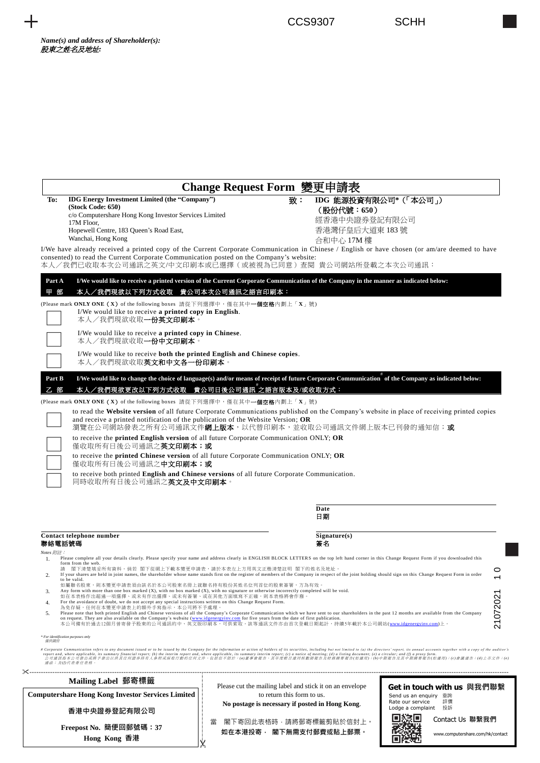CCS9307 SCHH

*Name(s) and address of Shareholder(s):*
*股東之姓名及地址:*

# Change Request Form 變更申請表

**To:** **IDG Energy Investment Limited (the "Company")**
**(Stock Code: 650)**
c/o Computershare Hong Kong Investor Services Limited
17M Floor,
Hopewell Centre, 183 Queen's Road East,
Wanchai, Hong Kong

**致：** **IDG 能源投資有限公司*（「本公司」）**
**（股份代號：650）**
經香港中央證券登記有限公司
香港灣仔皇后大道東 183 號
合和中心 17M 樓

I/We have already received a printed copy of the Current Corporate Communication in Chinese / English or have chosen (or am/are deemed to have consented) to read the Current Corporate Communication posted on the Company's website:
本人／我們已收取本次公司通訊之英文/中文印刷本或已選擇（或被視為已同意）查閱 貴公司網站所登載之本次公司通訊：

## Part A I/We would like to receive a printed version of the Current Corporate Communication of the Company in the manner as indicated below:
## 甲 部 本人／我們現欲以下列方式收取 貴公司本次公司通訊之語言印刷本：

(Please mark **ONLY ONE** (**X**) of the following boxes 請從下列選擇中，僅在其中**一個空格**內劃上「**X**」號)

☐ I/We would like to receive **a printed copy** in **English**.
本人／我們現欲收取**一份英文印刷本**。

☐ I/We would like to receive **a printed copy** in **Chinese**.
本人／我們現欲收取**一份中文印刷本**。

☐ I/We would like to receive **both the printed English and Chinese copies**.
本人／我們現欲收取**英文和中文各一份印刷本**。

## Part B I/We would like to change the choice of language(s) and/or means of receipt of future Corporate Communication# of the Company as indicated below:
## 乙 部 本人／我們現欲更改以下列方式收取 貴公司日後公司通訊#之語言版本及/或收取方式：

(Please mark **ONLY ONE** (**X**) of the following boxes 請從下列選擇中，僅在其中**一個空格**內劃上「**X**」號)

☐ to read the **Website version** of all future Corporate Communications published on the Company's website in place of receiving printed copies and receive a printed notification of the publication of the Website Version; **OR**
瀏覽在公司網站發表之所有公司通訊文件**網上版本**，以代替印刷本，並收取公司通訊文件網上版本已刊發的通知信；**或**

☐ to receive the **printed English version** of all future Corporate Communication ONLY; **OR**
僅收取所有日後公司通訊之**英文印刷本；或**

☐ to receive the **printed Chinese version** of all future Corporate Communication ONLY; **OR**
僅收取所有日後公司通訊之**中文印刷本；或**

☐ to receive both printed **English and Chinese versions** of all future Corporate Communication.
同時收取所有日後公司通訊之**英文及中文印刷本**。

**Date**
**日期**

**Contact telephone number**
**聯絡電話號碼**

**Signature(s)**
**簽名**

*Notes 附註：*

1. Please complete all your details clearly. Please specify your name and address clearly in ENGLISH BLOCK LETTERS on the top left hand corner in this Change Request Form if you downloaded this form from the web.
請 閣下清楚填妥所有資料。倘若 閣下從網上下載本變更申請表，請於本表左上方用英文正楷清楚註明 閣下的姓名及地址。
2. If your shares are held in joint names, the shareholder whose name stands first on the register of members of the Company in respect of the joint holding should sign on this Change Request Form in order to be valid.
如屬聯名股東，則本變更申請表須由該名於本公司股東名冊上就聯名持有股份其姓名位列首位的股東簽署，方為有效。
3. Any form with more than one box marked (X), with no box marked (X), with no signature or otherwise incorrectly completed will be void.
如在本表格作出超過一項選擇、或未有作出選擇、或未有簽署、或在其他方面填寫不正確，則本表格將會作廢。
4. For the avoidance of doubt, we do not accept any special instructions written on this Change Request Form.
為免存疑，任何在本變更申請表上的額外手寫指示，本公司將不予處理。
5. Please note that both printed English and Chinese versions of all the Company's Corporate Communication which we have sent to our shareholders in the past 12 months are available from the Company on request. They are also available on the Company's website (www.idgenergyinv.com) for five years from the date of first publication.
本公司備有於過去12個月曾寄發予股東的公司通訊的中，英文版印刷本，可供索取。該等通訊文件亦由首次登載日期起計，持續5年載於本公司網站(www.idgenergyinv.com)上。

\* For identification purposes only
僅供識別

\# Corporate Communication refers to any document issued or to be issued by the Company for the information or action of holders of its securities, including but not limited to (a) the directors' report, its annual accounts together with a copy of the auditor's report and, where applicable, its summary financial report; (b) the interim report and, where applicable, its summary interim report; (c) a notice of meeting; (d) a listing document; (e) a circular; and (f) a proxy form.
公司通訊指本公司發出或將予發出以供其任何證券持有人參照或採取行動的任何文件，包括但不限於：(a)董事會報告、其年度帳目連同核數師報告及財務摘要報告(如適用)；(b)中期報告及其中期摘要報告(如適用)；(c)會議通告；(d)上市文件；(e)通函；及(f)代表委任表格。

21072021 10

**Mailing Label 郵寄標籤**

**Computershare Hong Kong Investor Services Limited**

**香港中央證券登記有限公司**

**Freepost No. 簡便回郵號碼：37**
**Hong Kong 香港**

Please cut the mailing label and stick it on an envelope to return this form to us.
**No postage is necessary if posted in Hong Kong.**

當 閣下寄回此表格時，請將郵寄標籤剪貼於信封上。
**如在本港投寄， 閣下無需支付郵費或貼上郵票。**

**Get in touch with us 與我們聯繫**
Send us an enquiry 查詢
Rate our service 評價
Lodge a complaint 投訴
Contact Us 聯繫我們
www.computershare.com/hk/contact